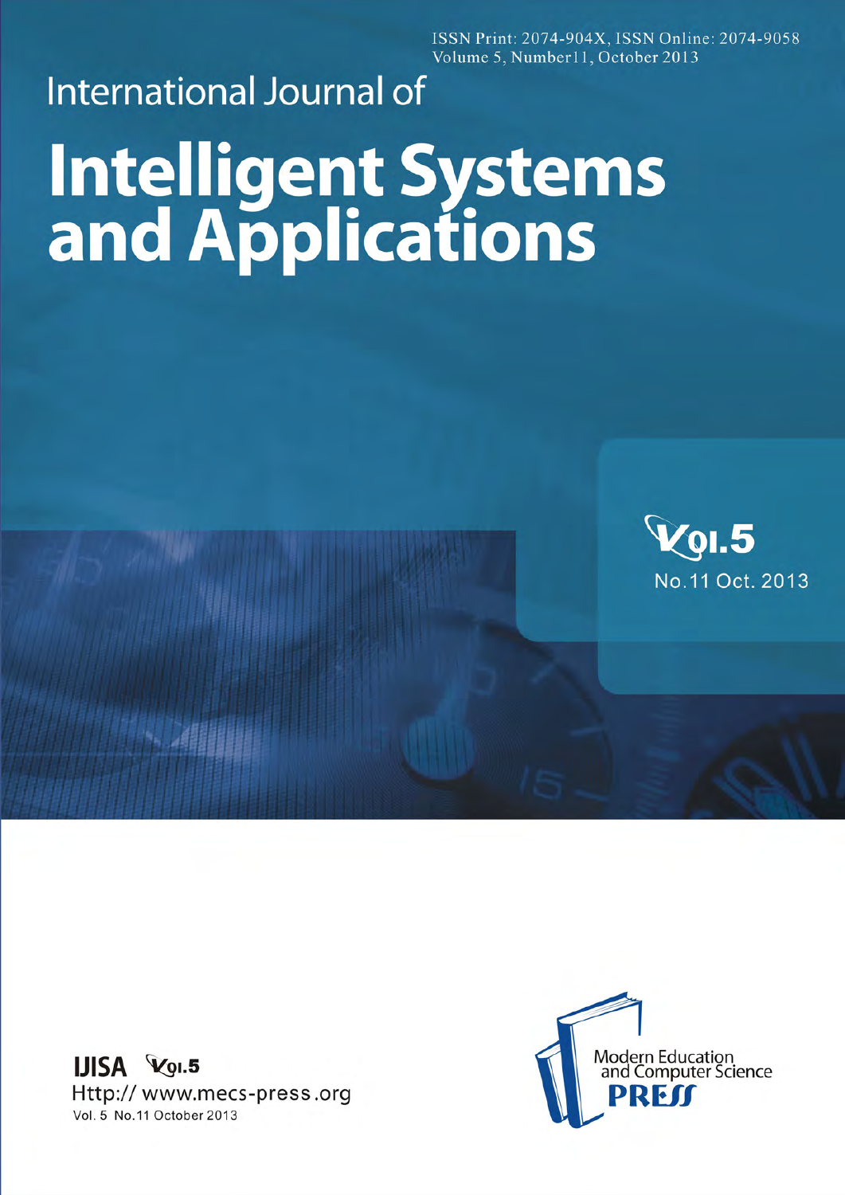ISSN Print: 2074-904X, ISSN Online: 2074-9058
Volume 5, Number11, October 2013

International Journal of

# Intelligent Systems and Applications

Vol.5

No.11 Oct. 2013

**IJISA** Vol.5

Http:// www.mecs-press.org

Vol. 5 No.11 October 2013

Modern Education and Computer Science

**PRESS**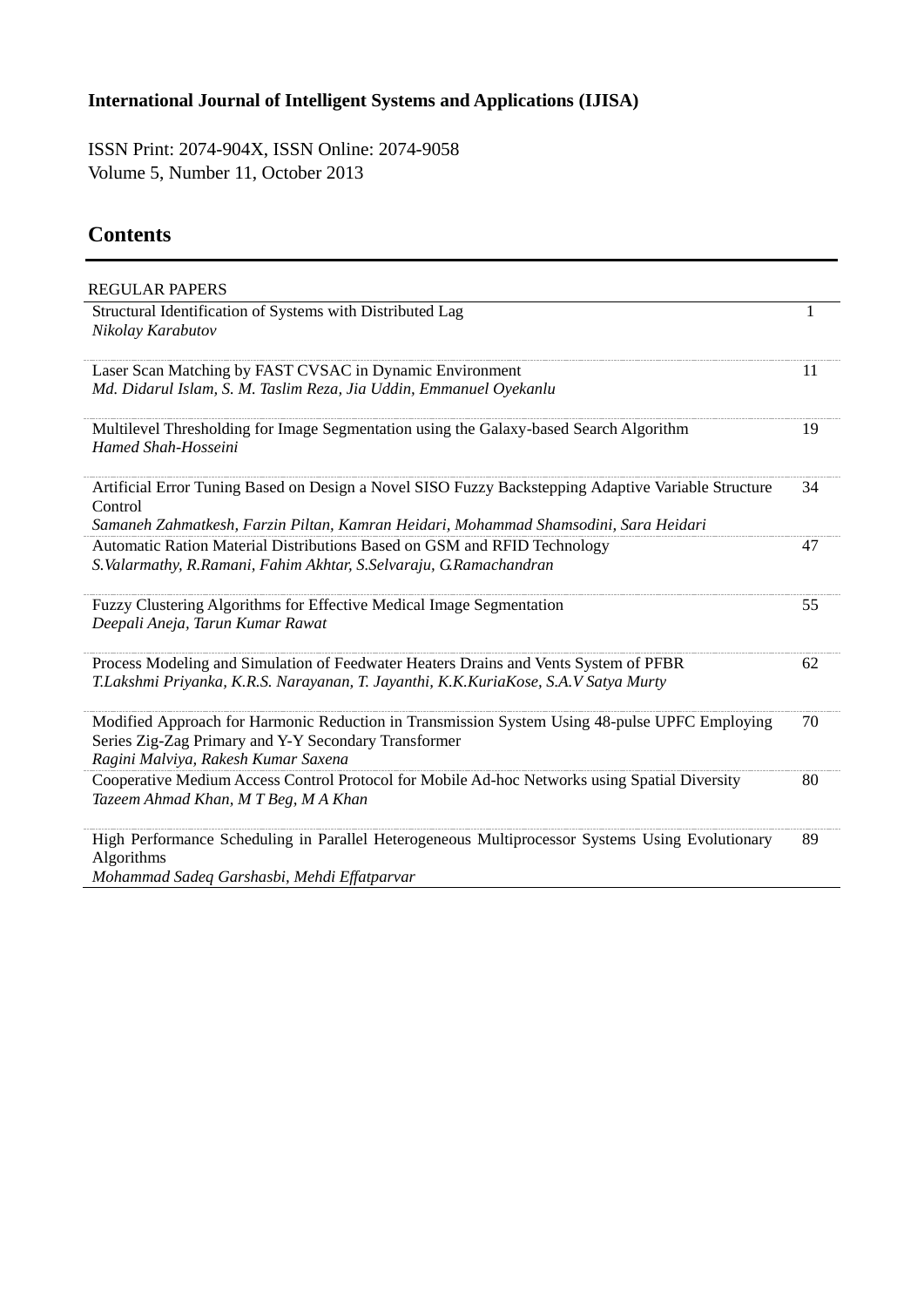**International Journal of Intelligent Systems and Applications (IJISA)**

ISSN Print: 2074-904X, ISSN Online: 2074-9058
Volume 5, Number 11, October 2013

## Contents

| REGULAR PAPERS | |
|---|---|
| Structural Identification of Systems with Distributed Lag<br>*Nikolay Karabutov* | 1 |
| Laser Scan Matching by FAST CVSAC in Dynamic Environment<br>*Md. Didarul Islam, S. M. Taslim Reza, Jia Uddin, Emmanuel Oyekanlu* | 11 |
| Multilevel Thresholding for Image Segmentation using the Galaxy-based Search Algorithm<br>*Hamed Shah-Hosseini* | 19 |
| Artificial Error Tuning Based on Design a Novel SISO Fuzzy Backstepping Adaptive Variable Structure Control<br>*Samaneh Zahmatkesh, Farzin Piltan, Kamran Heidari, Mohammad Shamsodini, Sara Heidari* | 34 |
| Automatic Ration Material Distributions Based on GSM and RFID Technology<br>*S.Valarmathy, R.Ramani, Fahim Akhtar, S.Selvaraju, G.Ramachandran* | 47 |
| Fuzzy Clustering Algorithms for Effective Medical Image Segmentation<br>*Deepali Aneja, Tarun Kumar Rawat* | 55 |
| Process Modeling and Simulation of Feedwater Heaters Drains and Vents System of PFBR<br>*T.Lakshmi Priyanka, K.R.S. Narayanan, T. Jayanthi, K.K.KuriaKose, S.A.V Satya Murty* | 62 |
| Modified Approach for Harmonic Reduction in Transmission System Using 48-pulse UPFC Employing Series Zig-Zag Primary and Y-Y Secondary Transformer<br>*Ragini Malviya, Rakesh Kumar Saxena* | 70 |
| Cooperative Medium Access Control Protocol for Mobile Ad-hoc Networks using Spatial Diversity<br>*Tazeem Ahmad Khan, M T Beg, M A Khan* | 80 |
| High Performance Scheduling in Parallel Heterogeneous Multiprocessor Systems Using Evolutionary Algorithms<br>*Mohammad Sadeq Garshasbi, Mehdi Effatparvar* | 89 |